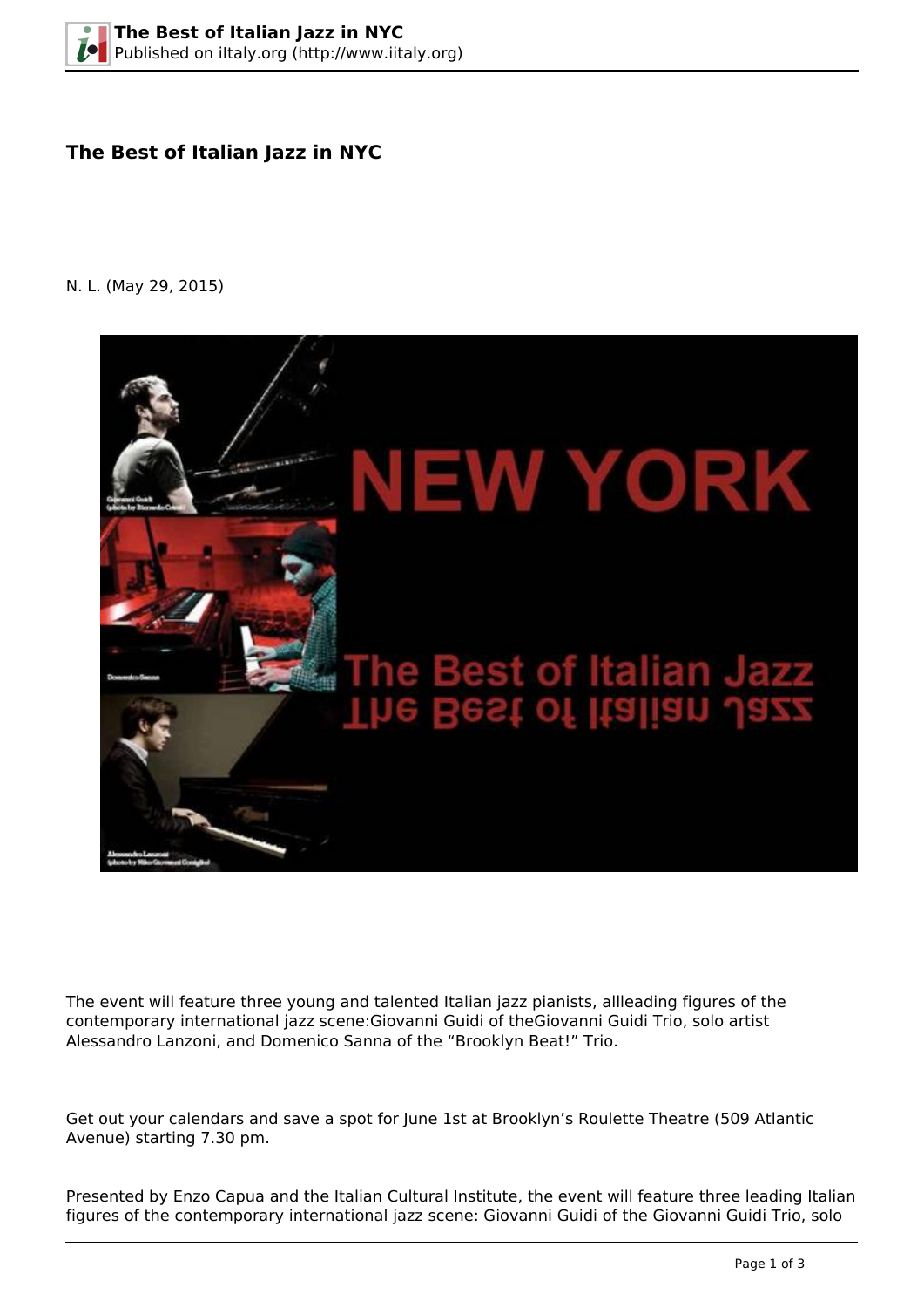# The Best of Italian Jazz in NYC

N. L. (May 29, 2015)

The event will feature three young and talented Italian jazz pianists, allleading figures of the contemporary international jazz scene:Giovanni Guidi of theGiovanni Guidi Trio, solo artist Alessandro Lanzoni, and Domenico Sanna of the “Brooklyn Beat!” Trio.

Get out your calendars and save a spot for June 1st at Brooklyn’s Roulette Theatre (509 Atlantic Avenue) starting 7.30 pm.

Presented by Enzo Capua and the Italian Cultural Institute, the event will feature three leading Italian figures of the contemporary international jazz scene: Giovanni Guidi of the Giovanni Guidi Trio, solo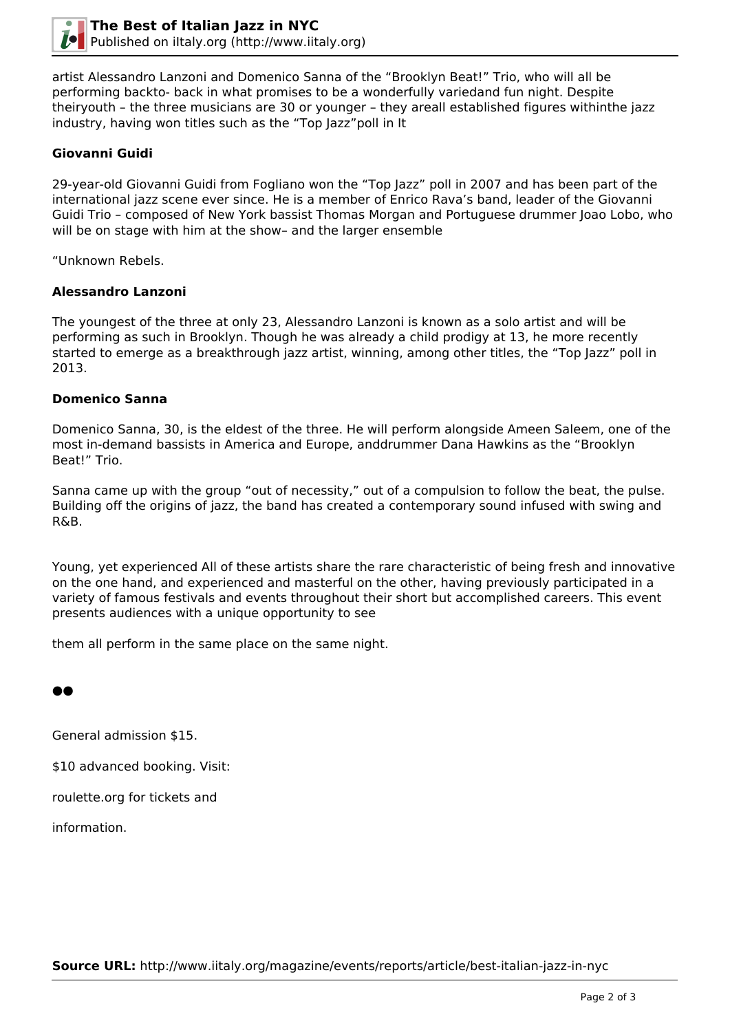artist Alessandro Lanzoni and Domenico Sanna of the “Brooklyn Beat!” Trio, who will all be performing backto- back in what promises to be a wonderfully variedand fun night. Despite theiryouth – the three musicians are 30 or younger – they areall established figures withinthe jazz industry, having won titles such as the “Top Jazz”poll in It

**Giovanni Guidi**

29-year-old Giovanni Guidi from Fogliano won the “Top Jazz” poll in 2007 and has been part of the international jazz scene ever since. He is a member of Enrico Rava’s band, leader of the Giovanni Guidi Trio – composed of New York bassist Thomas Morgan and Portuguese drummer Joao Lobo, who will be on stage with him at the show– and the larger ensemble

“Unknown Rebels.

**Alessandro Lanzoni**

The youngest of the three at only 23, Alessandro Lanzoni is known as a solo artist and will be performing as such in Brooklyn. Though he was already a child prodigy at 13, he more recently started to emerge as a breakthrough jazz artist, winning, among other titles, the “Top Jazz” poll in 2013.

**Domenico Sanna**

Domenico Sanna, 30, is the eldest of the three. He will perform alongside Ameen Saleem, one of the most in-demand bassists in America and Europe, anddrummer Dana Hawkins as the “Brooklyn Beat!” Trio.

Sanna came up with the group “out of necessity,” out of a compulsion to follow the beat, the pulse. Building off the origins of jazz, the band has created a contemporary sound infused with swing and R&B.

Young, yet experienced All of these artists share the rare characteristic of being fresh and innovative on the one hand, and experienced and masterful on the other, having previously participated in a variety of famous festivals and events throughout their short but accomplished careers. This event presents audiences with a unique opportunity to see

them all perform in the same place on the same night.

●●

General admission $15.

$10 advanced booking. Visit:

roulette.org for tickets and

information.

**Source URL:** http://www.iitaly.org/magazine/events/reports/article/best-italian-jazz-in-nyc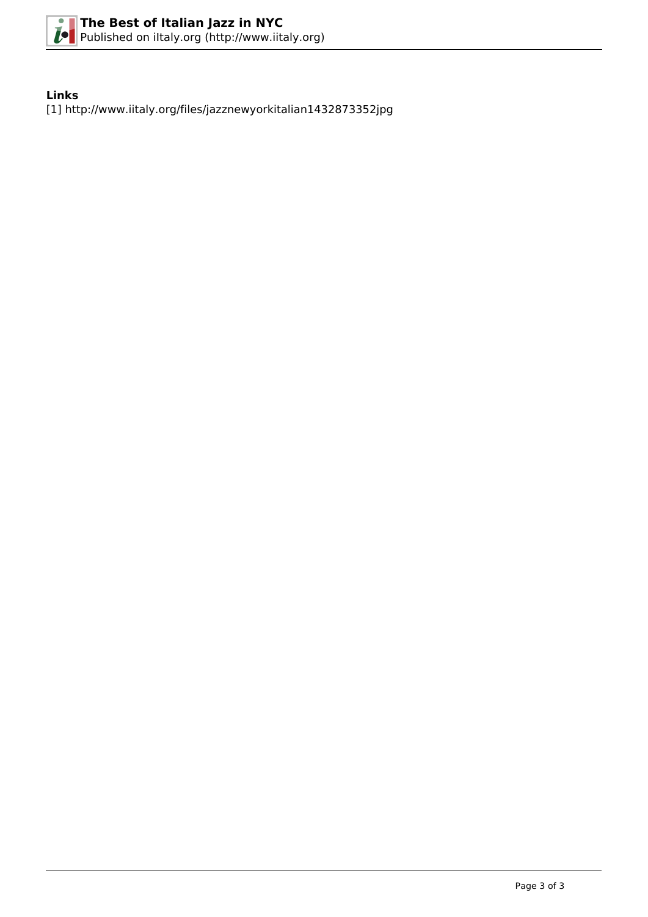**Links**

[1] http://www.iitaly.org/files/jazznewyorkitalian1432873352jpg